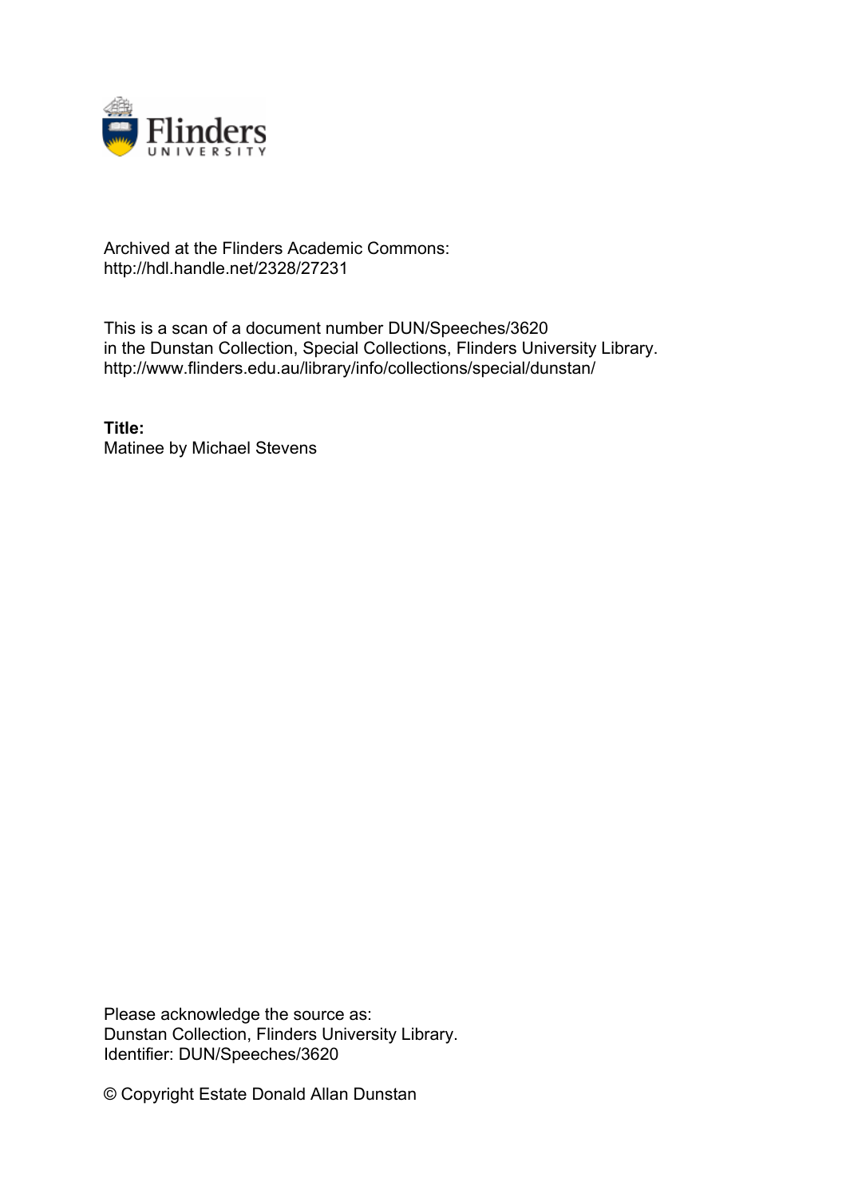Archived at the Flinders Academic Commons:
http://hdl.handle.net/2328/27231

This is a scan of a document number DUN/Speeches/3620
in the Dunstan Collection, Special Collections, Flinders University Library.
http://www.flinders.edu.au/library/info/collections/special/dunstan/

**Title:**
Matinee by Michael Stevens

Please acknowledge the source as:
Dunstan Collection, Flinders University Library.
Identifier: DUN/Speeches/3620

© Copyright Estate Donald Allan Dunstan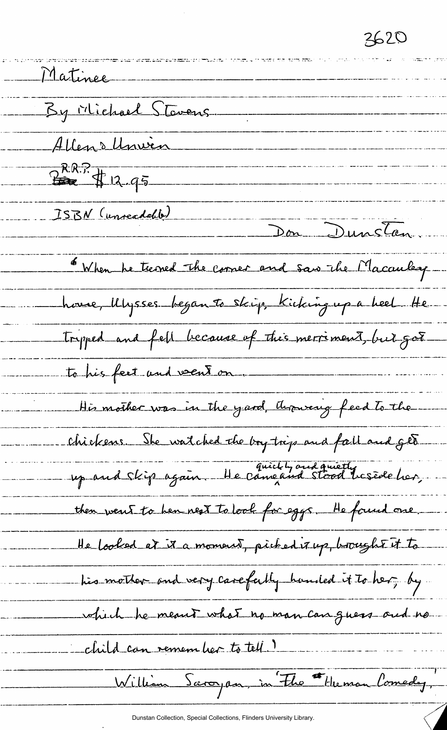3620

Matinee

By Michael Stevens

Allen & Unwin

R.R.P. $12.95

ISBN (unreadable)

Don Dunstan.

"When he turned the corner and saw the Macauley house, Ulysses began to skip, kicking up a heel. He tripped and fell because of this merriment, but got to his feet and went on.

His mother was in the yard, throwing feed to the chickens. She watched the boy trip and fall and get up and skip again. He came quickly and quietly and stood beside her, then went to hen nest to look for eggs. He found one. He looked at it a moment, picked it up, brought it to his mother and very carefully handed it to her, by which he meant what no man can guess and no child can remember to tell.'

William Saroyan, in 'The Human Comedy,'

Dunstan Collection, Special Collections, Flinders University Library.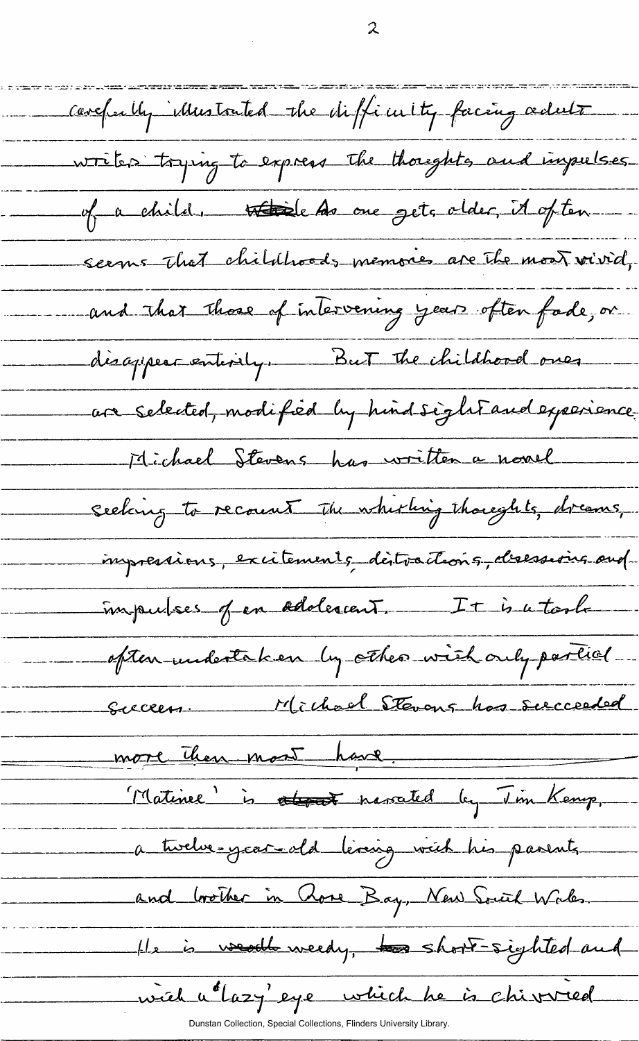carefully illustrated the difficulty facing adult writers trying to express the thoughts and impulses of a child. As one gets older, it often seems that childhood's memories are the most vivid, and that those of intervening years often fade, or disappear entirely. But the childhood ones are selected, modified by hindsight and experience.

Michael Stevens has written a novel seeking to recount the whirling thoughts, dreams, impressions, excitements, distractions, obsessions and impulses of an adolescent. It is a task often undertaken by others with only partial success. Michael Stevens has succeeded more than most have.

'Matinee' is narrated by Jim Kemp, a twelve-year-old living with his parents and brother in Rose Bay, New South Wales. He is weedy, short-sighted and with a 'lazy' eye which he is chivvied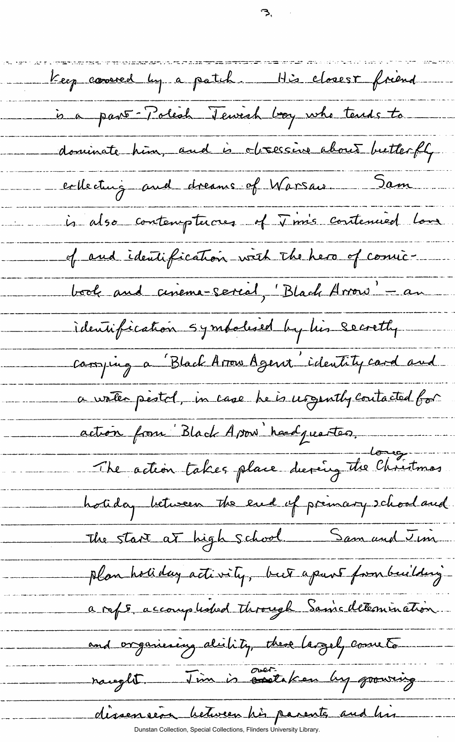keep covered by a patch. His closest friend is a part-Polish Jewish boy who tends to dominate him, and is obsessive about butterfly collecting and dreams of Warsaw. Sam is also contemptuous of Jim's continued love of and identification with the hero of comic-book and cinema-serial, 'Black Arrow' – an identification symbolised by his secretly carrying a 'Black Arrow Agent' identity card and a water pistol, in case he is urgently contacted for action from 'Black Arrow' headquarters.

The action takes place during the long Christmas holiday between the end of primary school and the start at high school. Sam and Jim plan holiday activity, but apart from building a raft, accomplished through Sam's determination and organising ability, these largely come to naught. Jim is overtaken by growing dissension between his parents and his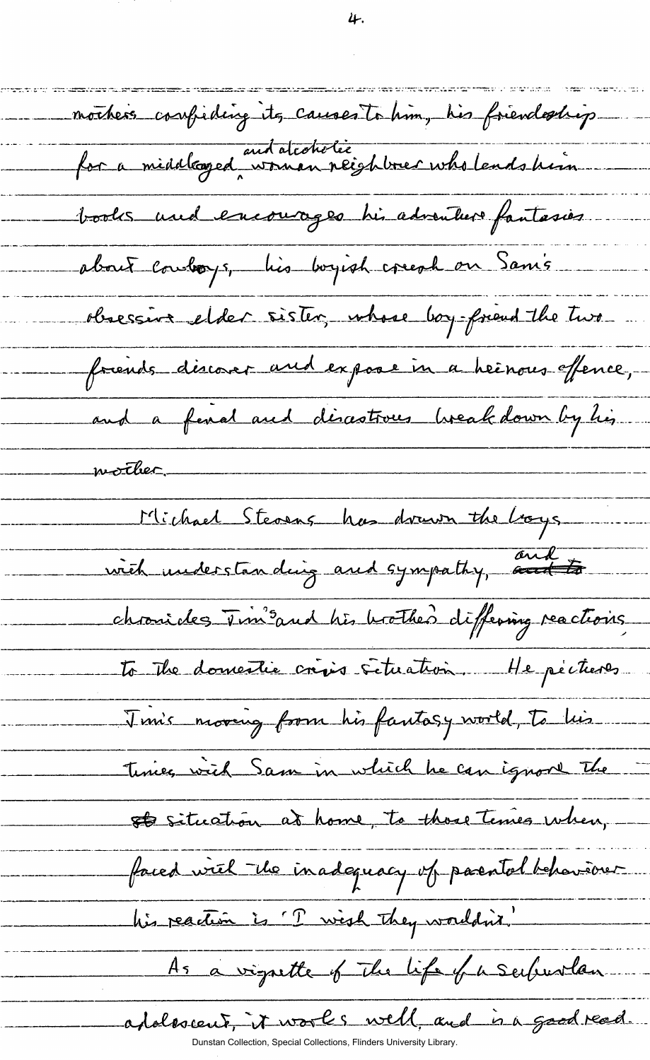mother's confiding its causes to him, his friendship for a middleaged and alcoholic woman neighbour who lends him books and encourages his adventure fantasies about cowboys, his boyish crush on Sam's obsessive elder sister, whose boy-friend the two friends discover and expose in a heinous offence, and a final and disastrous breakdown by his mother.

Michael Stevens has drawn the boys with understanding and sympathy, and chronicles Tim's and his brother's differing reactions to the domestic crisis situation. He pictures Tim's moving from his fantasy world, to his times with Sam in which he can ignore the situation at home, to those times when, faced with the inadequacy of parental behaviour his reaction is 'I wish they wouldn't.'

As a vignette of the life of a suburban adolescent, it works well, and is a good read.

Dunstan Collection, Special Collections, Flinders University Library.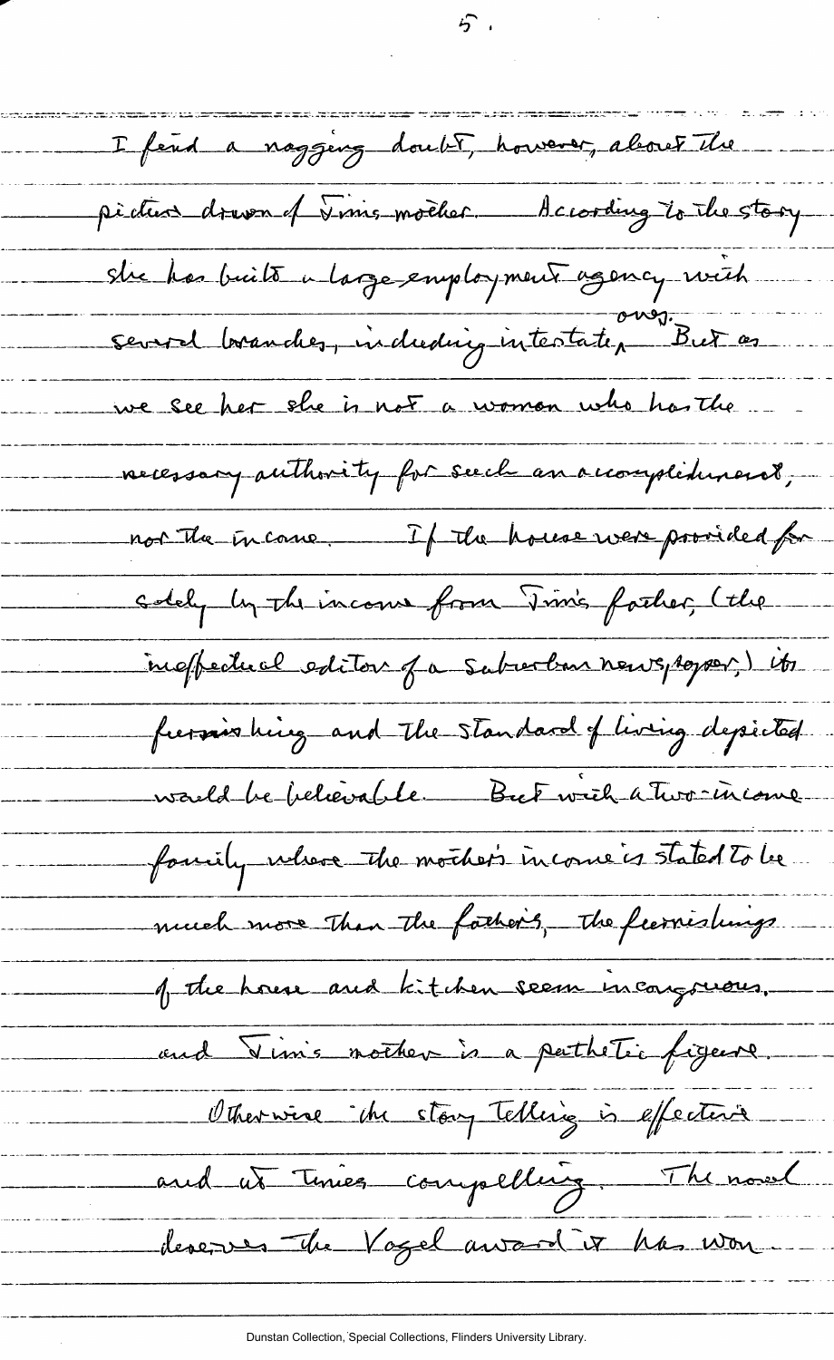I find a nagging doubt, however, about the picture drawn of Tim's mother. According to the story she has built a large employment agency with several branches, including interstate, ^overs.^ But as we see her she is not a woman who has the necessary authority for such an accomplishment, nor the income. If the house were provided for solely by the income from Tim's father, (the ineffectual editor of a suburban newspaper,) its furnishing and the standard of living depicted would be believable. But with a two-income family where the mother's income is stated to be much more than the father's, the furnishings of the house and kitchen seem incongruous, and Tim's mother is a pathetic figure.

Otherwise the story telling is effective and at times compelling. The novel deserves the Vogel award it has won.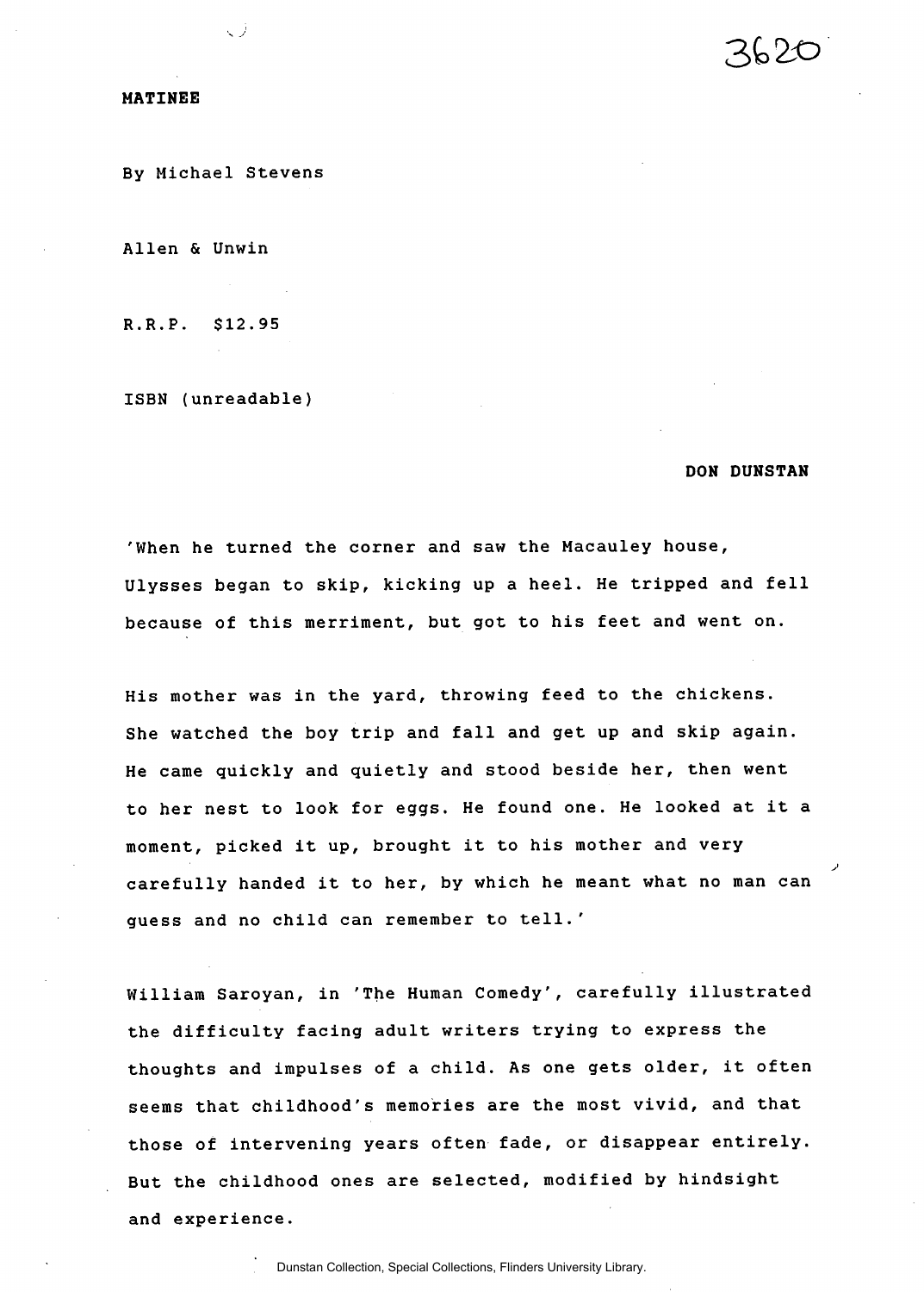3620

**MATINEE**

By Michael Stevens

Allen & Unwin

R.R.P. $12.95

ISBN (unreadable)

**DON DUNSTAN**

'When he turned the corner and saw the Macauley house, Ulysses began to skip, kicking up a heel. He tripped and fell because of this merriment, but got to his feet and went on.

His mother was in the yard, throwing feed to the chickens. She watched the boy trip and fall and get up and skip again. He came quickly and quietly and stood beside her, then went to her nest to look for eggs. He found one. He looked at it a moment, picked it up, brought it to his mother and very carefully handed it to her, by which he meant what no man can guess and no child can remember to tell.'

William Saroyan, in 'The Human Comedy', carefully illustrated the difficulty facing adult writers trying to express the thoughts and impulses of a child. As one gets older, it often seems that childhood's memories are the most vivid, and that those of intervening years often fade, or disappear entirely. But the childhood ones are selected, modified by hindsight and experience.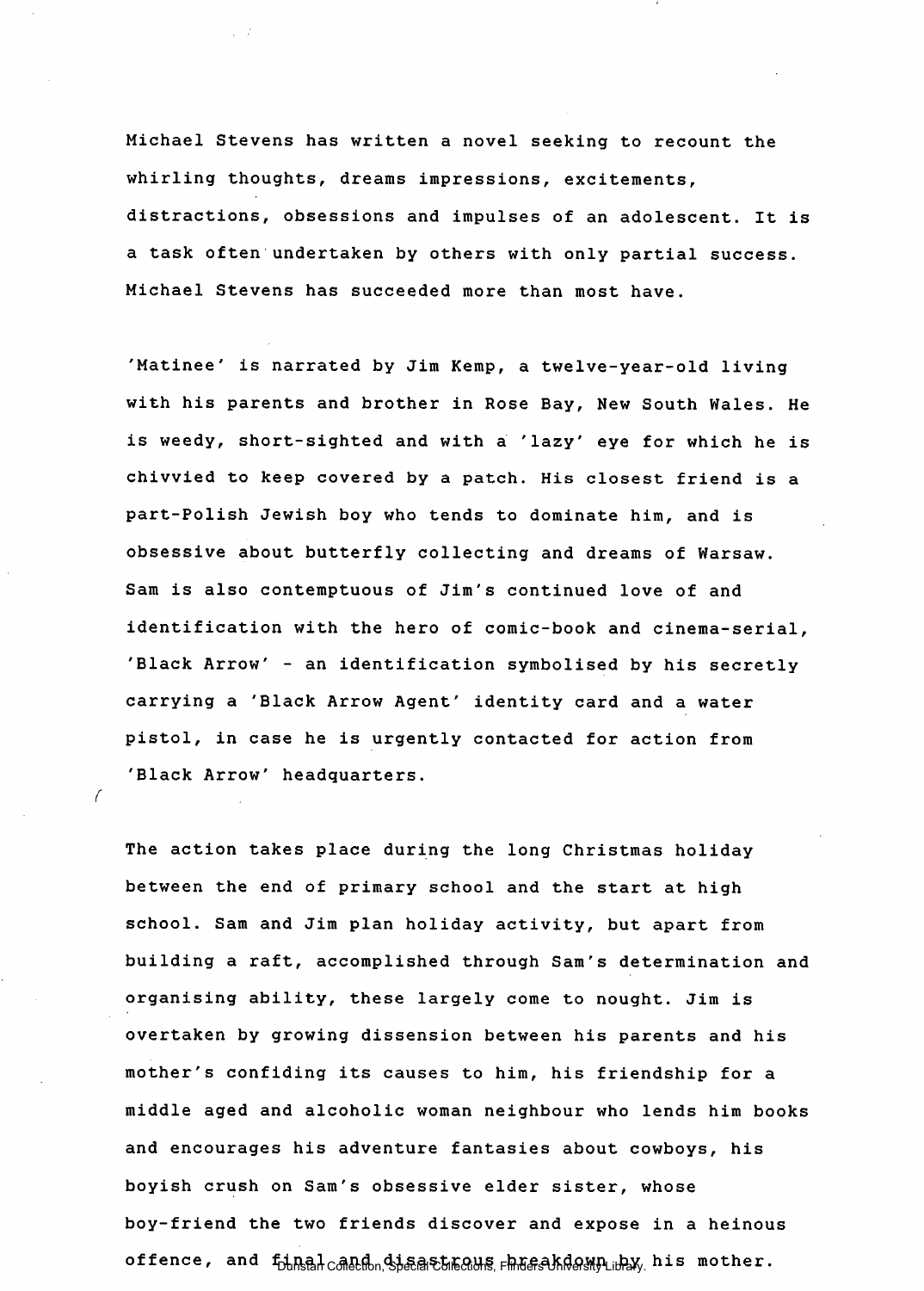Michael Stevens has written a novel seeking to recount the whirling thoughts, dreams impressions, excitements, distractions, obsessions and impulses of an adolescent. It is a task often undertaken by others with only partial success. Michael Stevens has succeeded more than most have.

'Matinee' is narrated by Jim Kemp, a twelve-year-old living with his parents and brother in Rose Bay, New South Wales. He is weedy, short-sighted and with a 'lazy' eye for which he is chivvied to keep covered by a patch. His closest friend is a part-Polish Jewish boy who tends to dominate him, and is obsessive about butterfly collecting and dreams of Warsaw. Sam is also contemptuous of Jim's continued love of and identification with the hero of comic-book and cinema-serial, 'Black Arrow' - an identification symbolised by his secretly carrying a 'Black Arrow Agent' identity card and a water pistol, in case he is urgently contacted for action from 'Black Arrow' headquarters.

The action takes place during the long Christmas holiday between the end of primary school and the start at high school. Sam and Jim plan holiday activity, but apart from building a raft, accomplished through Sam's determination and organising ability, these largely come to nought. Jim is overtaken by growing dissension between his parents and his mother's confiding its causes to him, his friendship for a middle aged and alcoholic woman neighbour who lends him books and encourages his adventure fantasies about cowboys, his boyish crush on Sam's obsessive elder sister, whose boy-friend the two friends discover and expose in a heinous offence, and final and disastrous breakdown by his mother.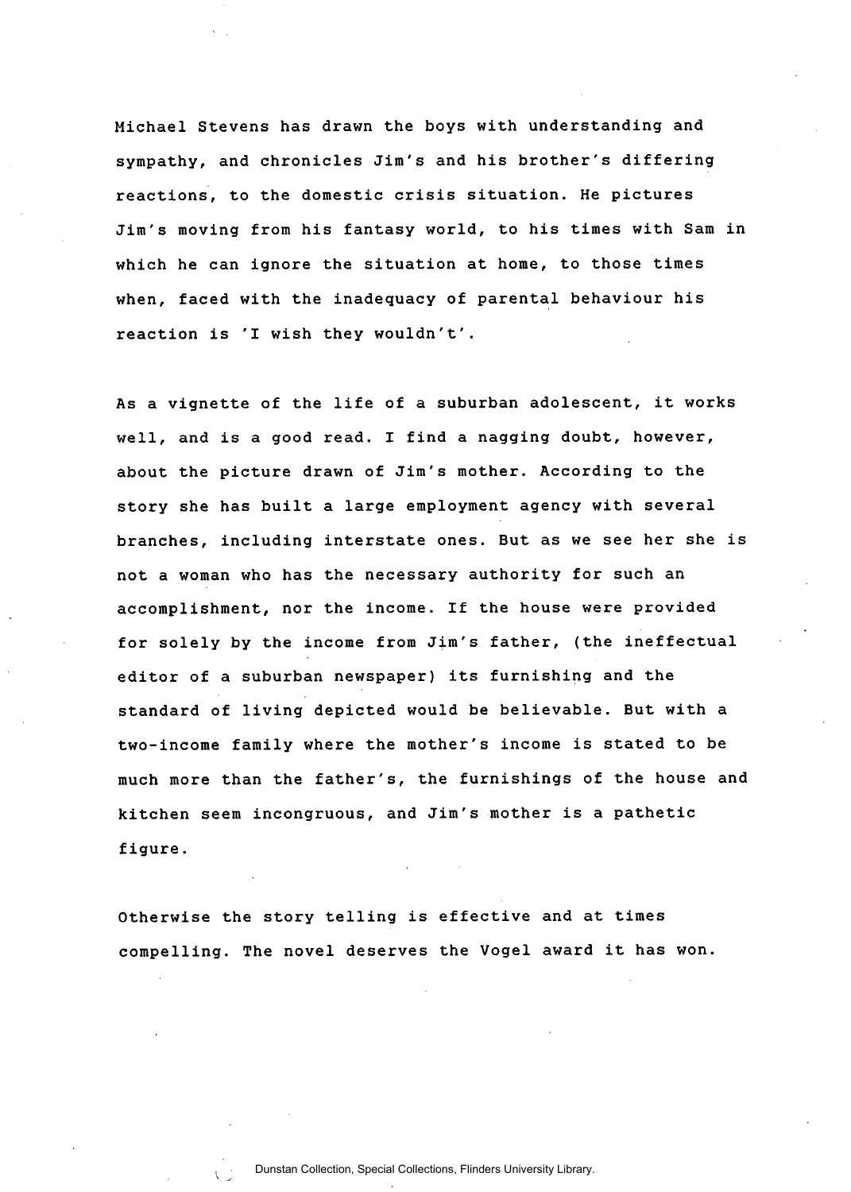Michael Stevens has drawn the boys with understanding and sympathy, and chronicles Jim's and his brother's differing reactions, to the domestic crisis situation. He pictures Jim's moving from his fantasy world, to his times with Sam in which he can ignore the situation at home, to those times when, faced with the inadequacy of parental behaviour his reaction is 'I wish they wouldn't'.

As a vignette of the life of a suburban adolescent, it works well, and is a good read. I find a nagging doubt, however, about the picture drawn of Jim's mother. According to the story she has built a large employment agency with several branches, including interstate ones. But as we see her she is not a woman who has the necessary authority for such an accomplishment, nor the income. If the house were provided for solely by the income from Jim's father, (the ineffectual editor of a suburban newspaper) its furnishing and the standard of living depicted would be believable. But with a two-income family where the mother's income is stated to be much more than the father's, the furnishings of the house and kitchen seem incongruous, and Jim's mother is a pathetic figure.

Otherwise the story telling is effective and at times compelling. The novel deserves the Vogel award it has won.